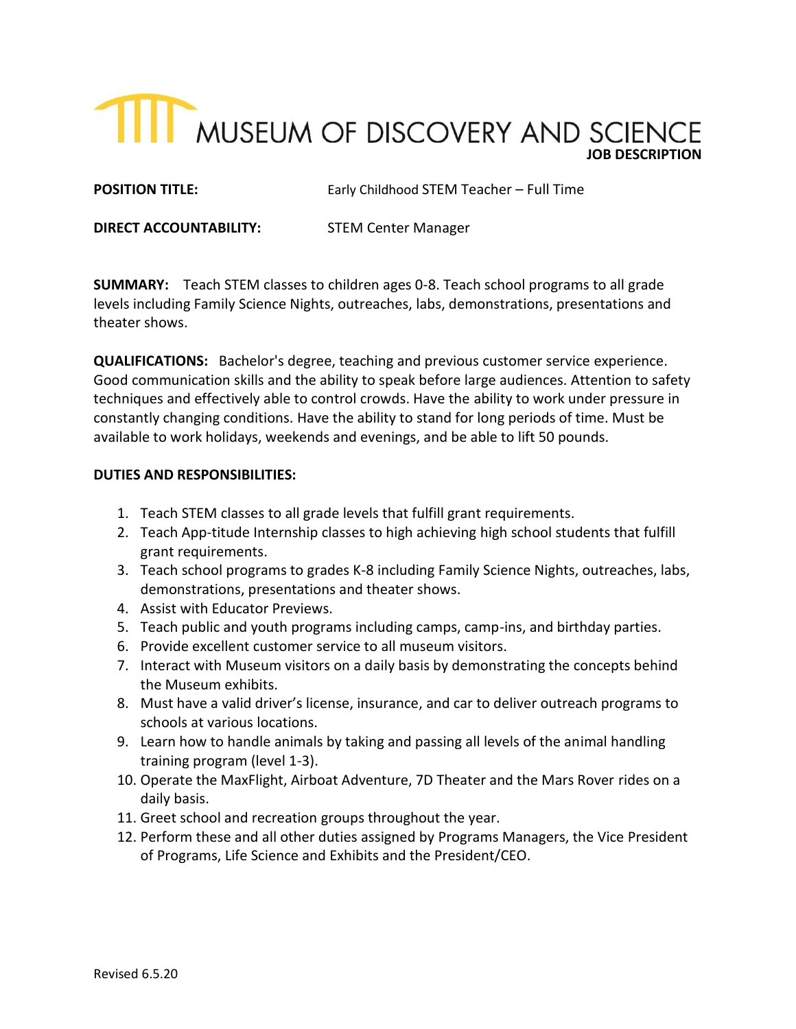# MUSEUM OF DISCOVERY AND SCIENCE

**JOB DESCRIPTION**

**POSITION TITLE:** Early Childhood STEM Teacher – Full Time

**DIRECT ACCOUNTABILITY:** STEM Center Manager

**SUMMARY:** Teach STEM classes to children ages 0-8. Teach school programs to all grade levels including Family Science Nights, outreaches, labs, demonstrations, presentations and theater shows.

**QUALIFICATIONS:** Bachelor's degree, teaching and previous customer service experience. Good communication skills and the ability to speak before large audiences. Attention to safety techniques and effectively able to control crowds. Have the ability to work under pressure in constantly changing conditions. Have the ability to stand for long periods of time. Must be available to work holidays, weekends and evenings, and be able to lift 50 pounds.

**DUTIES AND RESPONSIBILITIES:**

1. Teach STEM classes to all grade levels that fulfill grant requirements.
2. Teach App-titude Internship classes to high achieving high school students that fulfill grant requirements.
3. Teach school programs to grades K-8 including Family Science Nights, outreaches, labs, demonstrations, presentations and theater shows.
4. Assist with Educator Previews.
5. Teach public and youth programs including camps, camp-ins, and birthday parties.
6. Provide excellent customer service to all museum visitors.
7. Interact with Museum visitors on a daily basis by demonstrating the concepts behind the Museum exhibits.
8. Must have a valid driver's license, insurance, and car to deliver outreach programs to schools at various locations.
9. Learn how to handle animals by taking and passing all levels of the animal handling training program (level 1-3).
10. Operate the MaxFlight, Airboat Adventure, 7D Theater and the Mars Rover rides on a daily basis.
11. Greet school and recreation groups throughout the year.
12. Perform these and all other duties assigned by Programs Managers, the Vice President of Programs, Life Science and Exhibits and the President/CEO.

Revised 6.5.20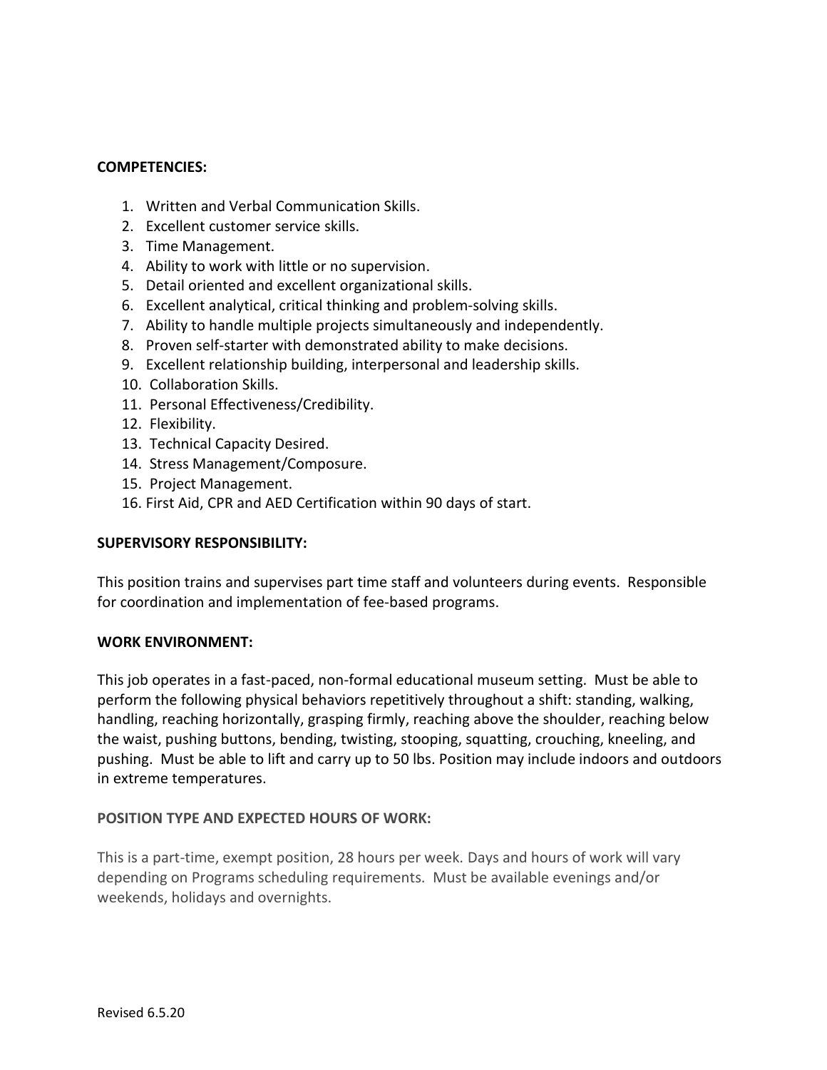**COMPETENCIES:**

1. Written and Verbal Communication Skills.
2. Excellent customer service skills.
3. Time Management.
4. Ability to work with little or no supervision.
5. Detail oriented and excellent organizational skills.
6. Excellent analytical, critical thinking and problem-solving skills.
7. Ability to handle multiple projects simultaneously and independently.
8. Proven self-starter with demonstrated ability to make decisions.
9. Excellent relationship building, interpersonal and leadership skills.
10. Collaboration Skills.
11. Personal Effectiveness/Credibility.
12. Flexibility.
13. Technical Capacity Desired.
14. Stress Management/Composure.
15. Project Management.
16. First Aid, CPR and AED Certification within 90 days of start.

**SUPERVISORY RESPONSIBILITY:**

This position trains and supervises part time staff and volunteers during events. Responsible for coordination and implementation of fee-based programs.

**WORK ENVIRONMENT:**

This job operates in a fast-paced, non-formal educational museum setting. Must be able to perform the following physical behaviors repetitively throughout a shift: standing, walking, handling, reaching horizontally, grasping firmly, reaching above the shoulder, reaching below the waist, pushing buttons, bending, twisting, stooping, squatting, crouching, kneeling, and pushing. Must be able to lift and carry up to 50 lbs. Position may include indoors and outdoors in extreme temperatures.

**POSITION TYPE AND EXPECTED HOURS OF WORK:**

This is a part-time, exempt position, 28 hours per week. Days and hours of work will vary depending on Programs scheduling requirements. Must be available evenings and/or weekends, holidays and overnights.

Revised 6.5.20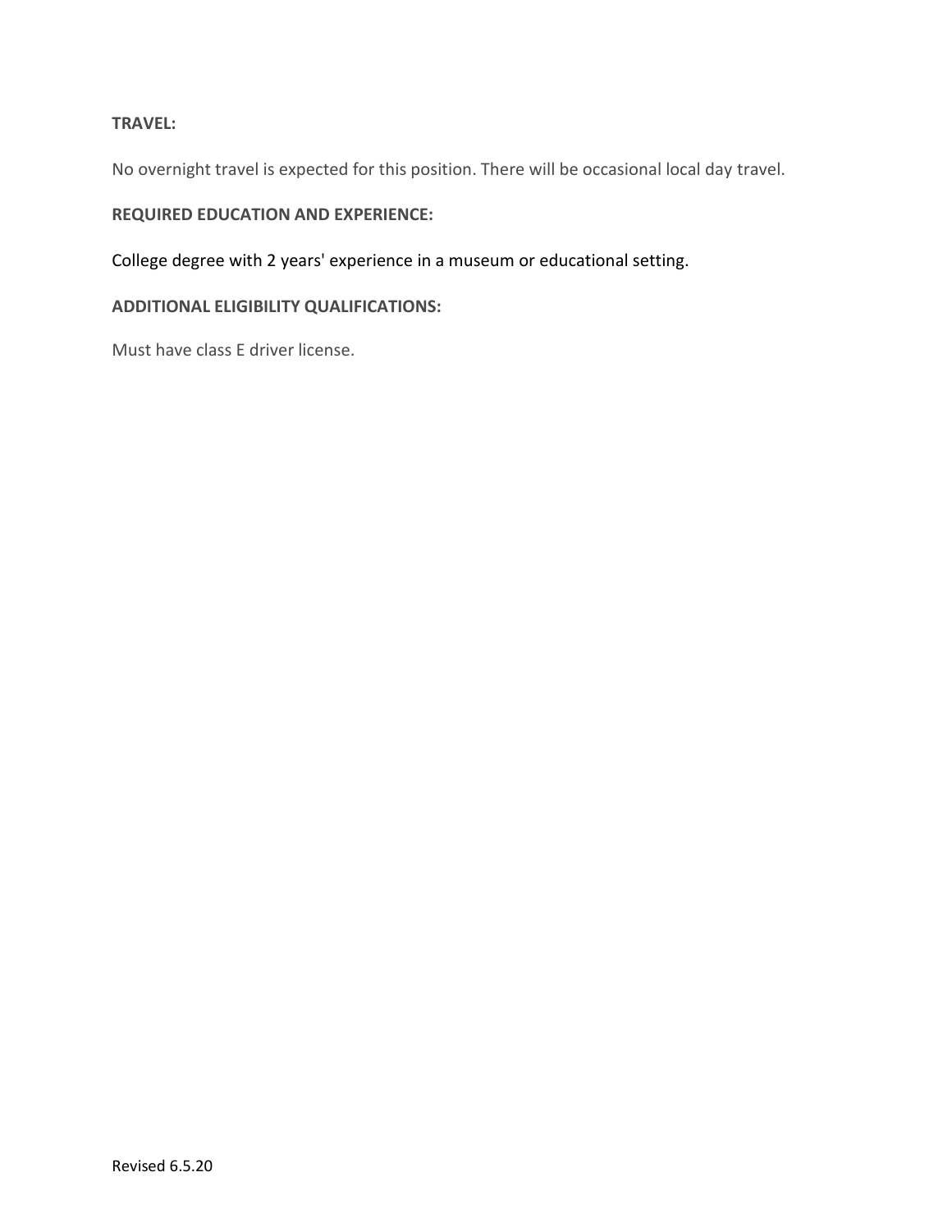**TRAVEL:**

No overnight travel is expected for this position. There will be occasional local day travel.

**REQUIRED EDUCATION AND EXPERIENCE:**

College degree with 2 years' experience in a museum or educational setting.

**ADDITIONAL ELIGIBILITY QUALIFICATIONS:**

Must have class E driver license.

Revised 6.5.20